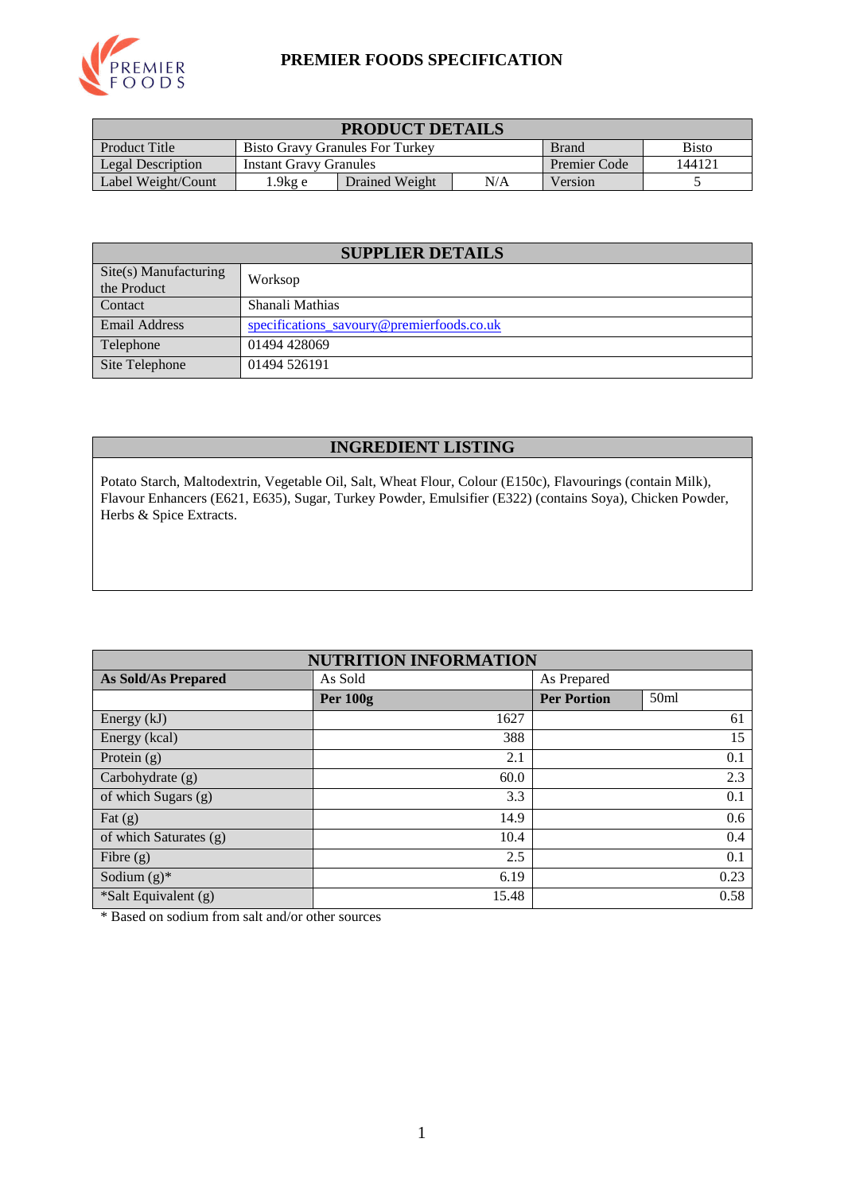# PREMIER FOODS SPECIFICATION

| PRODUCT DETAILS | | | | | |
|---|---|---|---|---|---|
| Product Title | Bisto Gravy Granules For Turkey | | | Brand | Bisto |
| Legal Description | Instant Gravy Granules | | | Premier Code | 144121 |
| Label Weight/Count | 1.9kg e | Drained Weight | N/A | Version | 5 |

| SUPPLIER DETAILS | |
|---|---|
| Site(s) Manufacturing the Product | Worksop |
| Contact | Shanali Mathias |
| Email Address | specifications_savoury@premierfoods.co.uk |
| Telephone | 01494 428069 |
| Site Telephone | 01494 526191 |

## INGREDIENT LISTING

Potato Starch, Maltodextrin, Vegetable Oil, Salt, Wheat Flour, Colour (E150c), Flavourings (contain Milk), Flavour Enhancers (E621, E635), Sugar, Turkey Powder, Emulsifier (E322) (contains Soya), Chicken Powder, Herbs & Spice Extracts.

| NUTRITION INFORMATION | | | |
|---|---|---|---|
| **As Sold/As Prepared** | As Sold | As Prepared | |
| | **Per 100g** | **Per Portion** | 50ml |
| Energy (kJ) | 1627 | | 61 |
| Energy (kcal) | 388 | | 15 |
| Protein (g) | 2.1 | | 0.1 |
| Carbohydrate (g) | 60.0 | | 2.3 |
| of which Sugars (g) | 3.3 | | 0.1 |
| Fat (g) | 14.9 | | 0.6 |
| of which Saturates (g) | 10.4 | | 0.4 |
| Fibre (g) | 2.5 | | 0.1 |
| Sodium (g)* | 6.19 | | 0.23 |
| *Salt Equivalent (g) | 15.48 | | 0.58 |

* Based on sodium from salt and/or other sources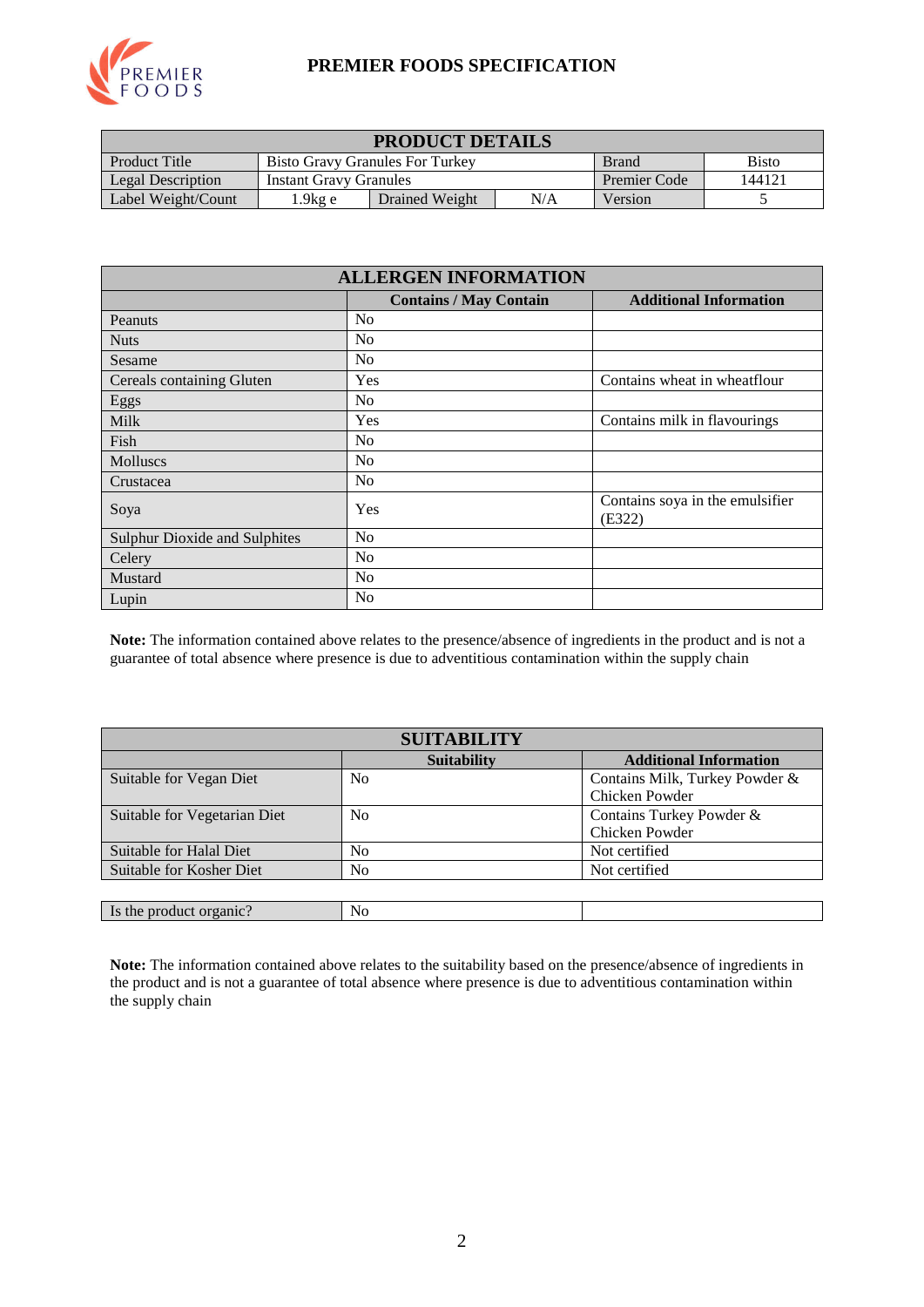# PREMIER FOODS SPECIFICATION

| PRODUCT DETAILS | | | | | |
|---|---|---|---|---|---|
| Product Title | Bisto Gravy Granules For Turkey | | | Brand | Bisto |
| Legal Description | Instant Gravy Granules | | | Premier Code | 144121 |
| Label Weight/Count | 1.9kg e | Drained Weight | N/A | Version | 5 |

| ALLERGEN INFORMATION | | |
|---|---|---|
| | **Contains / May Contain** | **Additional Information** |
| Peanuts | No | |
| Nuts | No | |
| Sesame | No | |
| Cereals containing Gluten | Yes | Contains wheat in wheatflour |
| Eggs | No | |
| Milk | Yes | Contains milk in flavourings |
| Fish | No | |
| Molluscs | No | |
| Crustacea | No | |
| Soya | Yes | Contains soya in the emulsifier (E322) |
| Sulphur Dioxide and Sulphites | No | |
| Celery | No | |
| Mustard | No | |
| Lupin | No | |

**Note:** The information contained above relates to the presence/absence of ingredients in the product and is not a guarantee of total absence where presence is due to adventitious contamination within the supply chain

| SUITABILITY | | |
|---|---|---|
| | **Suitability** | **Additional Information** |
| Suitable for Vegan Diet | No | Contains Milk, Turkey Powder & Chicken Powder |
| Suitable for Vegetarian Diet | No | Contains Turkey Powder & Chicken Powder |
| Suitable for Halal Diet | No | Not certified |
| Suitable for Kosher Diet | No | Not certified |

| Is the product organic? | No | |
|---|---|---|

**Note:** The information contained above relates to the suitability based on the presence/absence of ingredients in the product and is not a guarantee of total absence where presence is due to adventitious contamination within the supply chain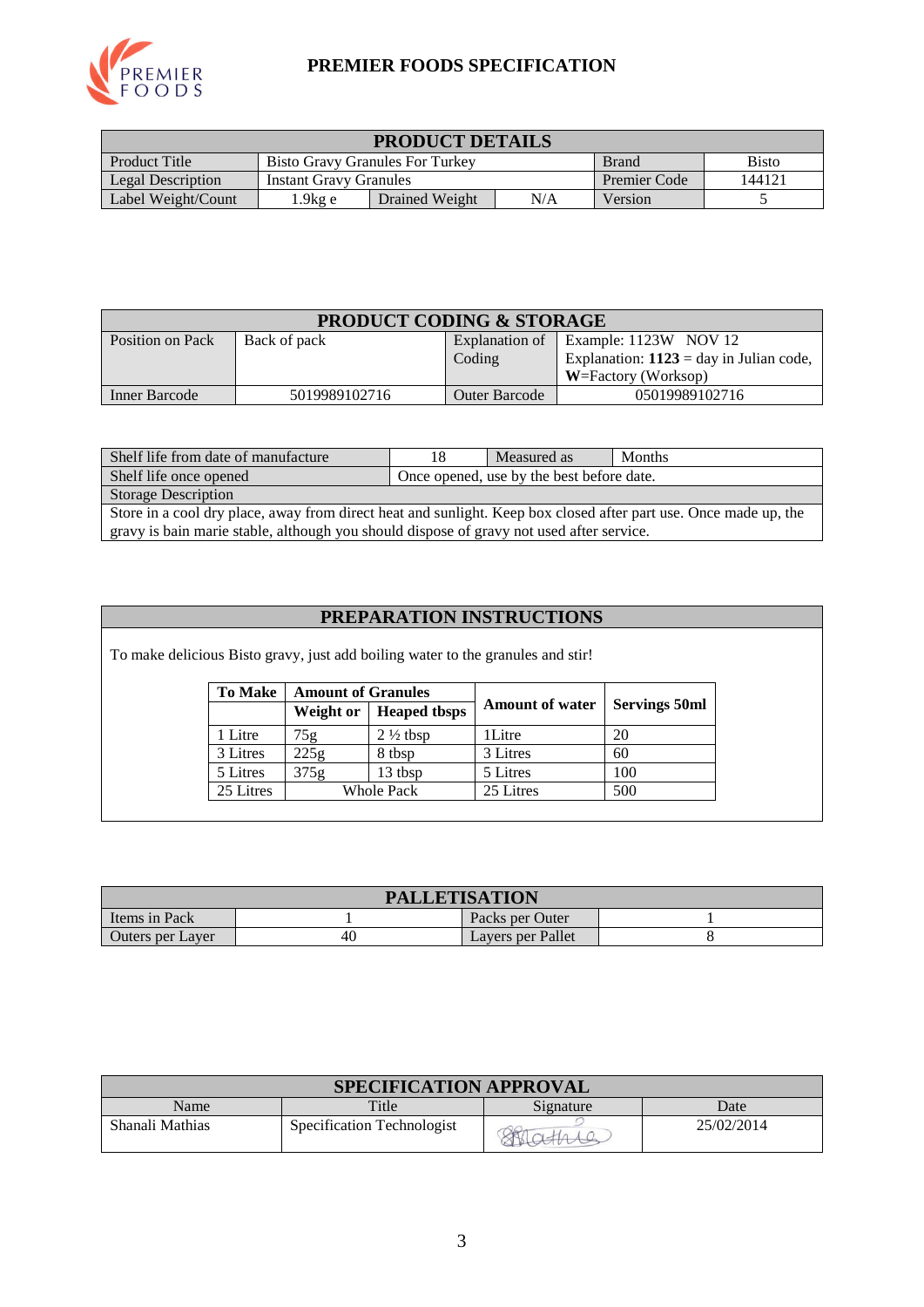# PREMIER FOODS SPECIFICATION

| PRODUCT DETAILS | | | | | |
|---|---|---|---|---|---|
| Product Title | Bisto Gravy Granules For Turkey | | | Brand | Bisto |
| Legal Description | Instant Gravy Granules | | | Premier Code | 144121 |
| Label Weight/Count | 1.9kg e | Drained Weight | N/A | Version | 5 |

| PRODUCT CODING & STORAGE | | | |
|---|---|---|---|
| Position on Pack | Back of pack | Explanation of Coding | Example: 1123W NOV 12<br>Explanation: **1123** = day in Julian code, **W**=Factory (Worksop) |
| Inner Barcode | 5019989102716 | Outer Barcode | 05019989102716 |

| | | | |
|---|---|---|---|
| Shelf life from date of manufacture | 18 | Measured as | Months |
| Shelf life once opened | Once opened, use by the best before date. | | |
| Storage Description | | | |
| Store in a cool dry place, away from direct heat and sunlight. Keep box closed after part use. Once made up, the gravy is bain marie stable, although you should dispose of gravy not used after service. | | | |

## PREPARATION INSTRUCTIONS

To make delicious Bisto gravy, just add boiling water to the granules and stir!

| To Make | Amount of Granules | | Amount of water | Servings 50ml |
|---|---|---|---|---|
| | Weight or | Heaped tbsps | | |
| 1 Litre | 75g | 2 ½ tbsp | 1Litre | 20 |
| 3 Litres | 225g | 8 tbsp | 3 Litres | 60 |
| 5 Litres | 375g | 13 tbsp | 5 Litres | 100 |
| 25 Litres | Whole Pack | | 25 Litres | 500 |

| PALLETISATION | | | |
|---|---|---|---|
| Items in Pack | 1 | Packs per Outer | 1 |
| Outers per Layer | 40 | Layers per Pallet | 8 |

| SPECIFICATION APPROVAL | | | |
|---|---|---|---|
| Name | Title | Signature | Date |
| Shanali Mathias | Specification Technologist | SMathias | 25/02/2014 |